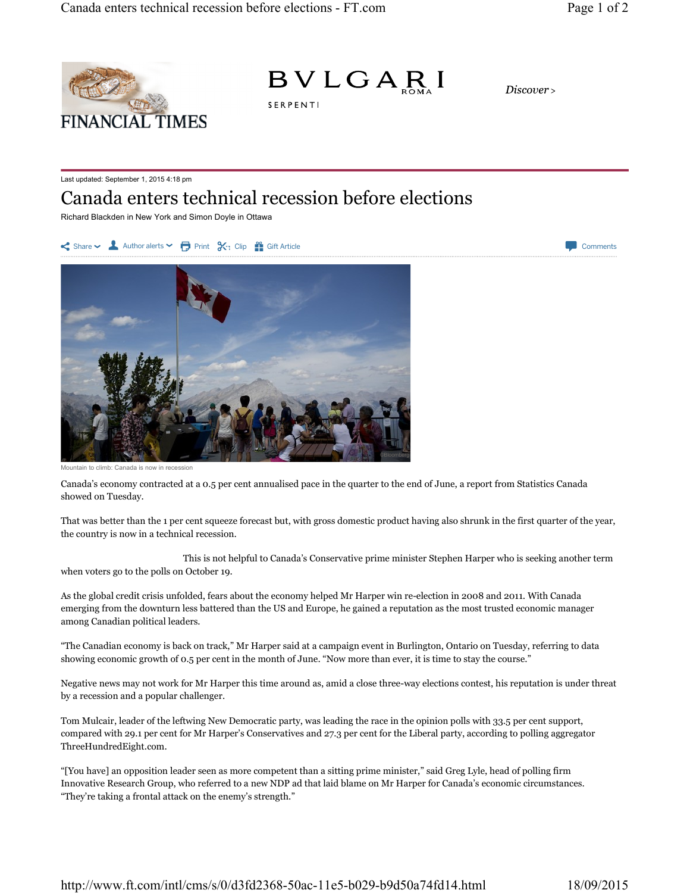Last updated: September 1, 2015 4:18 pm

# Canada enters technical recession before elections

Richard Blackden in New York and Simon Doyle in Ottawa

Mountain to climb: Canada is now in recession

Canada's economy contracted at a 0.5 per cent annualised pace in the quarter to the end of June, a report from Statistics Canada showed on Tuesday.

That was better than the 1 per cent squeeze forecast but, with gross domestic product having also shrunk in the first quarter of the year, the country is now in a technical recession.

This is not helpful to Canada's Conservative prime minister Stephen Harper who is seeking another term when voters go to the polls on October 19.

As the global credit crisis unfolded, fears about the economy helped Mr Harper win re-election in 2008 and 2011. With Canada emerging from the downturn less battered than the US and Europe, he gained a reputation as the most trusted economic manager among Canadian political leaders.

"The Canadian economy is back on track," Mr Harper said at a campaign event in Burlington, Ontario on Tuesday, referring to data showing economic growth of 0.5 per cent in the month of June. "Now more than ever, it is time to stay the course."

Negative news may not work for Mr Harper this time around as, amid a close three-way elections contest, his reputation is under threat by a recession and a popular challenger.

Tom Mulcair, leader of the leftwing New Democratic party, was leading the race in the opinion polls with 33.5 per cent support, compared with 29.1 per cent for Mr Harper's Conservatives and 27.3 per cent for the Liberal party, according to polling aggregator ThreeHundredEight.com.

"[You have] an opposition leader seen as more competent than a sitting prime minister," said Greg Lyle, head of polling firm Innovative Research Group, who referred to a new NDP ad that laid blame on Mr Harper for Canada's economic circumstances. "They're taking a frontal attack on the enemy's strength."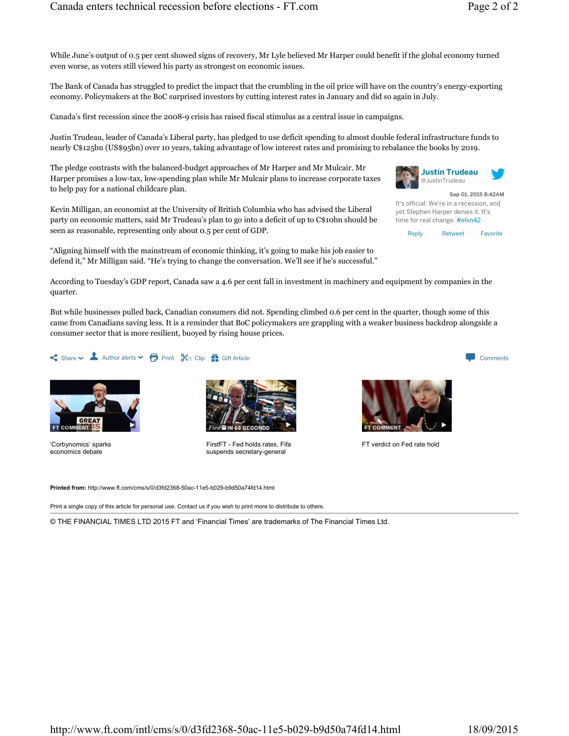While June's output of 0.5 per cent showed signs of recovery, Mr Lyle believed Mr Harper could benefit if the global economy turned even worse, as voters still viewed his party as strongest on economic issues.

The Bank of Canada has struggled to predict the impact that the crumbling in the oil price will have on the country's energy-exporting economy. Policymakers at the BoC surprised investors by cutting interest rates in January and did so again in July.

Canada's first recession since the 2008-9 crisis has raised fiscal stimulus as a central issue in campaigns.

Justin Trudeau, leader of Canada's Liberal party, has pledged to use deficit spending to almost double federal infrastructure funds to nearly C$125bn (US$95bn) over 10 years, taking advantage of low interest rates and promising to rebalance the books by 2019.

The pledge contrasts with the balanced-budget approaches of Mr Harper and Mr Mulcair. Mr Harper promises a low-tax, low-spending plan while Mr Mulcair plans to increase corporate taxes to help pay for a national childcare plan.

> **Justin Trudeau** @JustinTrudeau
> Sep 01, 2015 8:42AM
> It's official: We're in a recession, and yet Stephen Harper denies it. It's time for real change. #elxn42
> Reply Retweet Favorite

Kevin Milligan, an economist at the University of British Columbia who has advised the Liberal party on economic matters, said Mr Trudeau's plan to go into a deficit of up to C$10bn should be seen as reasonable, representing only about 0.5 per cent of GDP.

"Aligning himself with the mainstream of economic thinking, it's going to make his job easier to defend it," Mr Milligan said. "He's trying to change the conversation. We'll see if he's successful."

According to Tuesday's GDP report, Canada saw a 4.6 per cent fall in investment in machinery and equipment by companies in the quarter.

But while businesses pulled back, Canadian consumers did not. Spending climbed 0.6 per cent in the quarter, though some of this came from Canadians saving less. It is a reminder that BoC policymakers are grappling with a weaker business backdrop alongside a consumer sector that is more resilient, buoyed by rising house prices.

Share | Author alerts | Print | Clip | Gift Article | Comments

'Corbynomics' sparks economics debate

FirstFT - Fed holds rates, Fifa suspends secretary-general

FT verdict on Fed rate hold

**Printed from:** http://www.ft.com/cms/s/0/d3fd2368-50ac-11e5-b029-b9d50a74fd14.html

Print a single copy of this article for personal use. Contact us if you wish to print more to distribute to others.

© THE FINANCIAL TIMES LTD 2015 FT and 'Financial Times' are trademarks of The Financial Times Ltd.